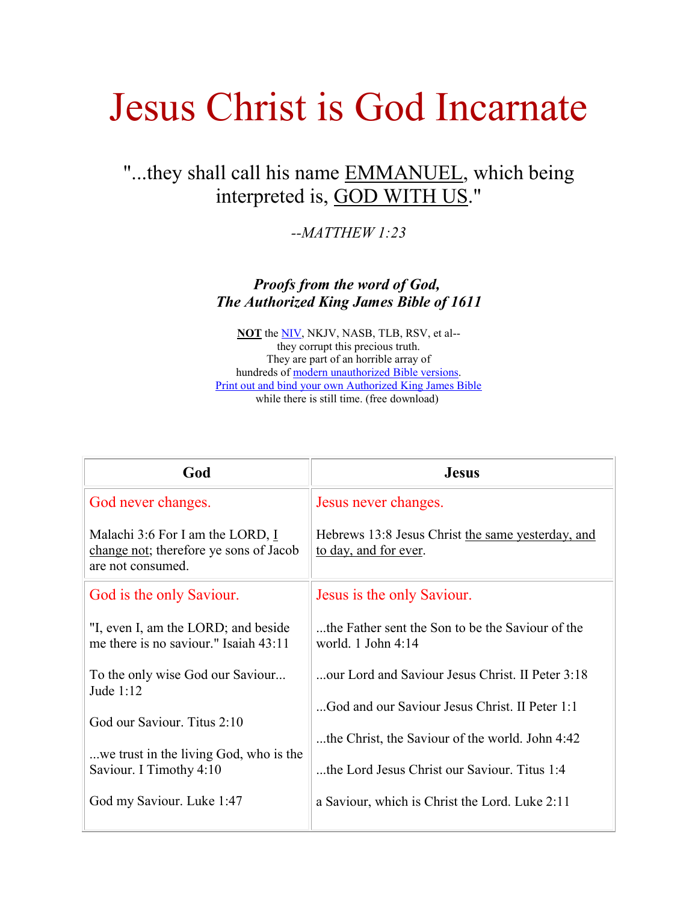# Jesus Christ is God Incarnate

## "...they shall call his name EMMANUEL, which being interpreted is, GOD WITH US."

*--MATTHEW 1:23*

***Proofs from the word of God,***
***The Authorized King James Bible of 1611***

**NOT** the NIV, NKJV, NASB, TLB, RSV, et al--
they corrupt this precious truth.
They are part of an horrible array of
hundreds of modern unauthorized Bible versions.
Print out and bind your own Authorized King James Bible
while there is still time. (free download)

| God | Jesus |
|---|---|
| God never changes.<br><br>Malachi 3:6 For I am the LORD, I change not; therefore ye sons of Jacob are not consumed. | Jesus never changes.<br><br>Hebrews 13:8 Jesus Christ the same yesterday, and to day, and for ever. |
| God is the only Saviour.<br><br>"I, even I, am the LORD; and beside me there is no saviour." Isaiah 43:11<br><br>To the only wise God our Saviour... Jude 1:12<br><br>God our Saviour. Titus 2:10<br><br>...we trust in the living God, who is the Saviour. I Timothy 4:10<br><br>God my Saviour. Luke 1:47 | Jesus is the only Saviour.<br><br>...the Father sent the Son to be the Saviour of the world. 1 John 4:14<br><br>...our Lord and Saviour Jesus Christ. II Peter 3:18<br><br>...God and our Saviour Jesus Christ. II Peter 1:1<br><br>...the Christ, the Saviour of the world. John 4:42<br><br>...the Lord Jesus Christ our Saviour. Titus 1:4<br><br>a Saviour, which is Christ the Lord. Luke 2:11 |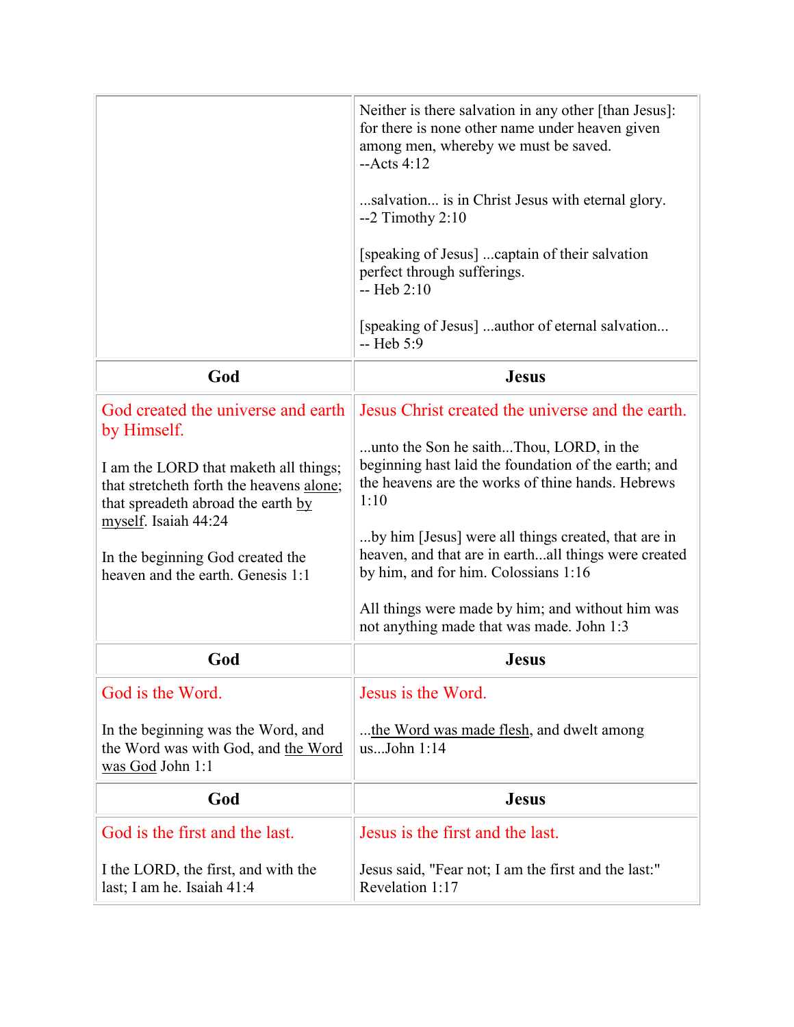| | |
|---|---|
| | Neither is there salvation in any other [than Jesus]: for there is none other name under heaven given among men, whereby we must be saved. --Acts 4:12<br><br>...salvation... is in Christ Jesus with eternal glory. --2 Timothy 2:10<br><br>[speaking of Jesus] ...captain of their salvation perfect through sufferings. -- Heb 2:10<br><br>[speaking of Jesus] ...author of eternal salvation... -- Heb 5:9 |
| **God** | **Jesus** |
| God created the universe and earth by Himself.<br><br>I am the LORD that maketh all things; that stretcheth forth the heavens alone; that spreadeth abroad the earth by myself. Isaiah 44:24<br><br>In the beginning God created the heaven and the earth. Genesis 1:1 | Jesus Christ created the universe and the earth.<br><br>...unto the Son he saith...Thou, LORD, in the beginning hast laid the foundation of the earth; and the heavens are the works of thine hands. Hebrews 1:10<br><br>...by him [Jesus] were all things created, that are in heaven, and that are in earth...all things were created by him, and for him. Colossians 1:16<br><br>All things were made by him; and without him was not anything made that was made. John 1:3 |
| **God** | **Jesus** |
| God is the Word.<br><br>In the beginning was the Word, and the Word was with God, and the Word was God John 1:1 | Jesus is the Word.<br><br>...the Word was made flesh, and dwelt among us...John 1:14 |
| **God** | **Jesus** |
| God is the first and the last.<br><br>I the LORD, the first, and with the last; I am he. Isaiah 41:4 | Jesus is the first and the last.<br><br>Jesus said, "Fear not; I am the first and the last:" Revelation 1:17 |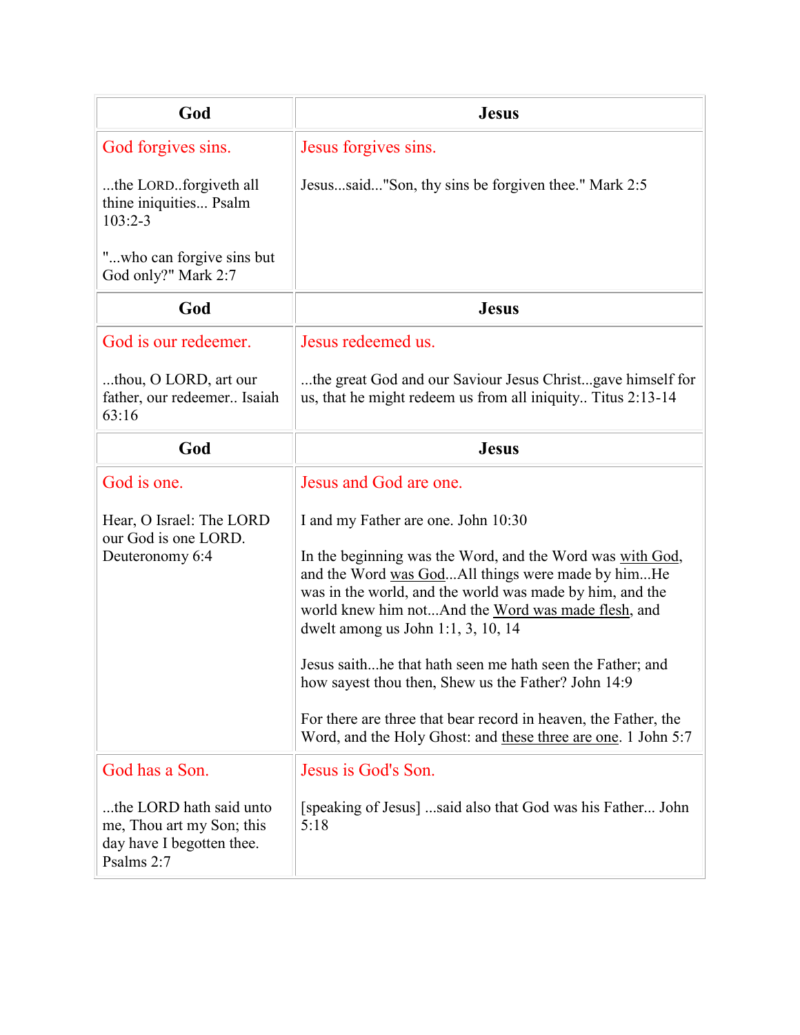| God | Jesus |
|---|---|
| God forgives sins.<br><br>...the LORD..forgiveth all thine iniquities... Psalm 103:2-3<br><br>"...who can forgive sins but God only?" Mark 2:7 | Jesus forgives sins.<br><br>Jesus...said..."Son, thy sins be forgiven thee." Mark 2:5 |
| **God** | **Jesus** |
| God is our redeemer.<br><br>...thou, O LORD, art our father, our redeemer.. Isaiah 63:16 | Jesus redeemed us.<br><br>...the great God and our Saviour Jesus Christ...gave himself for us, that he might redeem us from all iniquity.. Titus 2:13-14 |
| **God** | **Jesus** |
| God is one.<br><br>Hear, O Israel: The LORD our God is one LORD. Deuteronomy 6:4 | Jesus and God are one.<br><br>I and my Father are one. John 10:30<br><br>In the beginning was the Word, and the Word was <u>with God</u>, and the Word <u>was God</u>...All things were made by him...He was in the world, and the world was made by him, and the world knew him not...And the <u>Word was made flesh</u>, and dwelt among us John 1:1, 3, 10, 14<br><br>Jesus saith...he that hath seen me hath seen the Father; and how sayest thou then, Shew us the Father? John 14:9<br><br>For there are three that bear record in heaven, the Father, the Word, and the Holy Ghost: and <u>these three are one</u>. 1 John 5:7 |
| God has a Son.<br><br>...the LORD hath said unto me, Thou art my Son; this day have I begotten thee. Psalms 2:7 | Jesus is God's Son.<br><br>[speaking of Jesus] ...said also that God was his Father... John 5:18 |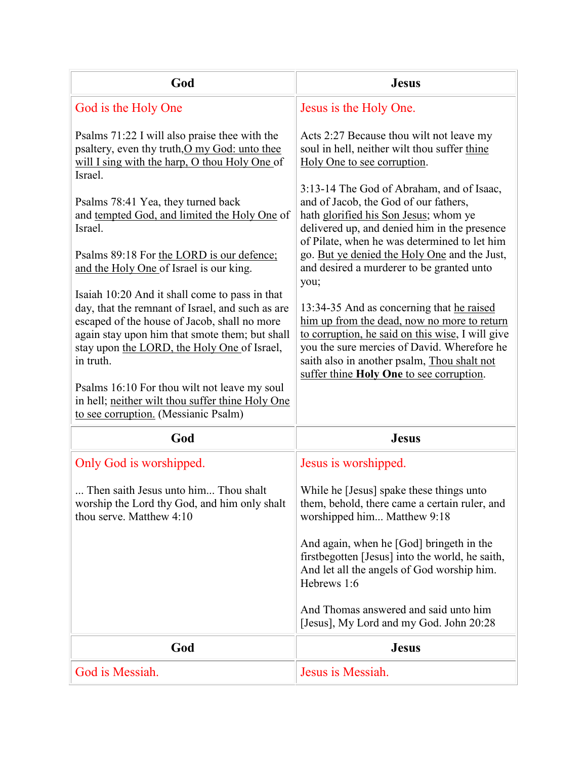| God | Jesus |
|---|---|
| God is the Holy One<br><br>Psalms 71:22 I will also praise thee with the psaltery, even thy truth,O my God: unto thee will I sing with the harp, O thou Holy One of Israel.<br><br>Psalms 78:41 Yea, they turned back and tempted God, and limited the Holy One of Israel.<br><br>Psalms 89:18 For the LORD is our defence; and the Holy One of Israel is our king.<br><br>Isaiah 10:20 And it shall come to pass in that day, that the remnant of Israel, and such as are escaped of the house of Jacob, shall no more again stay upon him that smote them; but shall stay upon the LORD, the Holy One of Israel, in truth.<br><br>Psalms 16:10 For thou wilt not leave my soul in hell; neither wilt thou suffer thine Holy One to see corruption. (Messianic Psalm) | Jesus is the Holy One.<br><br>Acts 2:27 Because thou wilt not leave my soul in hell, neither wilt thou suffer thine Holy One to see corruption.<br><br>3:13-14 The God of Abraham, and of Isaac, and of Jacob, the God of our fathers, hath glorified his Son Jesus; whom ye delivered up, and denied him in the presence of Pilate, when he was determined to let him go. But ye denied the Holy One and the Just, and desired a murderer to be granted unto you;<br><br>13:34-35 And as concerning that he raised him up from the dead, now no more to return to corruption, he said on this wise, I will give you the sure mercies of David. Wherefore he saith also in another psalm, Thou shalt not suffer thine **Holy One** to see corruption. |
| **God** | **Jesus** |
| Only God is worshipped.<br><br>... Then saith Jesus unto him... Thou shalt worship the Lord thy God, and him only shalt thou serve. Matthew 4:10 | Jesus is worshipped.<br><br>While he [Jesus] spake these things unto them, behold, there came a certain ruler, and worshipped him... Matthew 9:18<br><br>And again, when he [God] bringeth in the firstbegotten [Jesus] into the world, he saith, And let all the angels of God worship him. Hebrews 1:6<br><br>And Thomas answered and said unto him [Jesus], My Lord and my God. John 20:28 |
| **God** | **Jesus** |
| God is Messiah. | Jesus is Messiah. |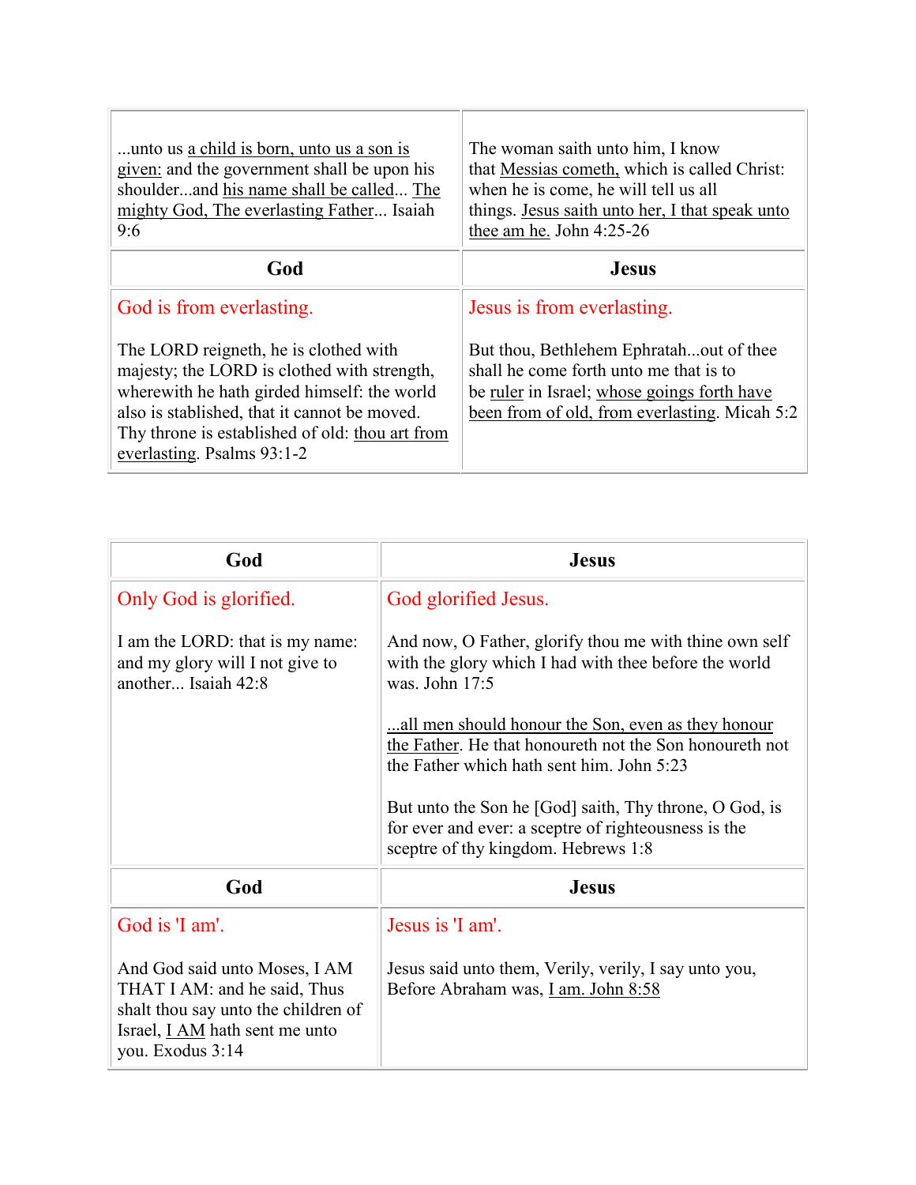| ...unto us a child is born, unto us a son is given: and the government shall be upon his shoulder...and his name shall be called... The mighty God, The everlasting Father... Isaiah 9:6 | The woman saith unto him, I know that Messias cometh, which is called Christ: when he is come, he will tell us all things. Jesus saith unto her, I that speak unto thee am he. John 4:25-26 |
|---|---|
| **God** | **Jesus** |
| God is from everlasting.<br><br>The LORD reigneth, he is clothed with majesty; the LORD is clothed with strength, wherewith he hath girded himself: the world also is stablished, that it cannot be moved. Thy throne is established of old: thou art from everlasting. Psalms 93:1-2 | Jesus is from everlasting.<br><br>But thou, Bethlehem Ephratah...out of thee shall he come forth unto me that is to be ruler in Israel; whose goings forth have been from of old, from everlasting. Micah 5:2 |

| God | Jesus |
|---|---|
| Only God is glorified.<br><br>I am the LORD: that is my name: and my glory will I not give to another... Isaiah 42:8 | God glorified Jesus.<br><br>And now, O Father, glorify thou me with thine own self with the glory which I had with thee before the world was. John 17:5<br><br>...all men should honour the Son, even as they honour the Father. He that honoureth not the Son honoureth not the Father which hath sent him. John 5:23<br><br>But unto the Son he [God] saith, Thy throne, O God, is for ever and ever: a sceptre of righteousness is the sceptre of thy kingdom. Hebrews 1:8 |
| **God** | **Jesus** |
| God is 'I am'.<br><br>And God said unto Moses, I AM THAT I AM: and he said, Thus shalt thou say unto the children of Israel, I AM hath sent me unto you. Exodus 3:14 | Jesus is 'I am'.<br><br>Jesus said unto them, Verily, verily, I say unto you, Before Abraham was, I am. John 8:58 |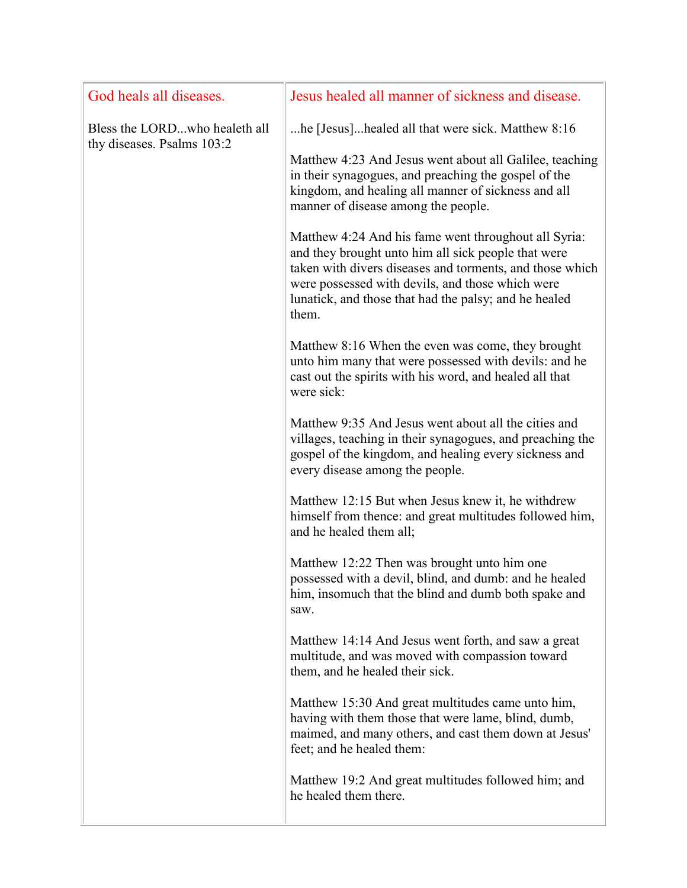| God heals all diseases. | Jesus healed all manner of sickness and disease. |
|---|---|
| Bless the LORD...who healeth all thy diseases. Psalms 103:2 | ...he [Jesus]...healed all that were sick. Matthew 8:16<br><br>Matthew 4:23 And Jesus went about all Galilee, teaching in their synagogues, and preaching the gospel of the kingdom, and healing all manner of sickness and all manner of disease among the people.<br><br>Matthew 4:24 And his fame went throughout all Syria: and they brought unto him all sick people that were taken with divers diseases and torments, and those which were possessed with devils, and those which were lunatick, and those that had the palsy; and he healed them.<br><br>Matthew 8:16 When the even was come, they brought unto him many that were possessed with devils: and he cast out the spirits with his word, and healed all that were sick:<br><br>Matthew 9:35 And Jesus went about all the cities and villages, teaching in their synagogues, and preaching the gospel of the kingdom, and healing every sickness and every disease among the people.<br><br>Matthew 12:15 But when Jesus knew it, he withdrew himself from thence: and great multitudes followed him, and he healed them all;<br><br>Matthew 12:22 Then was brought unto him one possessed with a devil, blind, and dumb: and he healed him, insomuch that the blind and dumb both spake and saw.<br><br>Matthew 14:14 And Jesus went forth, and saw a great multitude, and was moved with compassion toward them, and he healed their sick.<br><br>Matthew 15:30 And great multitudes came unto him, having with them those that were lame, blind, dumb, maimed, and many others, and cast them down at Jesus' feet; and he healed them:<br><br>Matthew 19:2 And great multitudes followed him; and he healed them there. |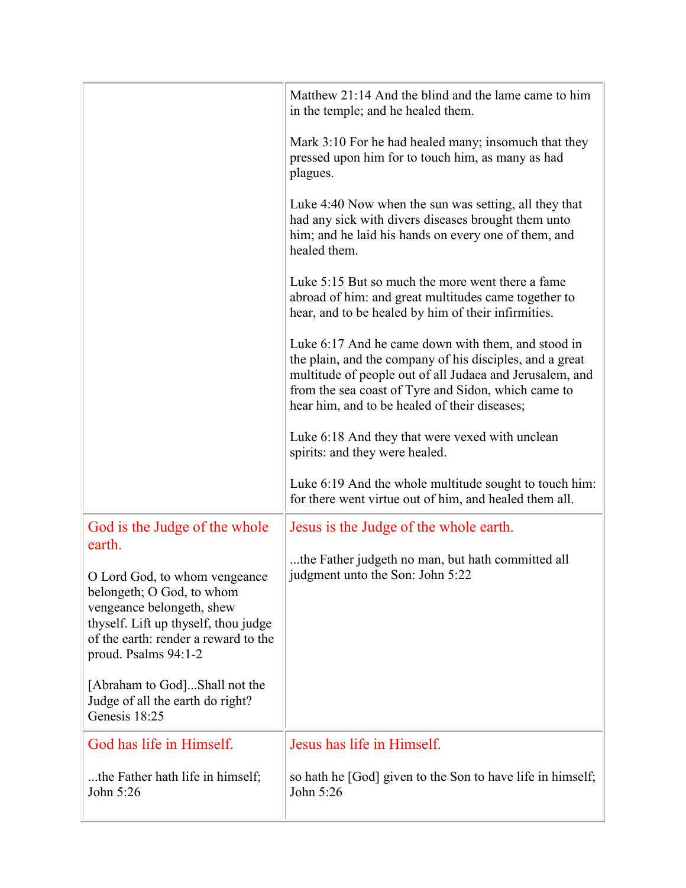| | |
|---|---|
| | Matthew 21:14 And the blind and the lame came to him in the temple; and he healed them.<br><br>Mark 3:10 For he had healed many; insomuch that they pressed upon him for to touch him, as many as had plagues.<br><br>Luke 4:40 Now when the sun was setting, all they that had any sick with divers diseases brought them unto him; and he laid his hands on every one of them, and healed them.<br><br>Luke 5:15 But so much the more went there a fame abroad of him: and great multitudes came together to hear, and to be healed by him of their infirmities.<br><br>Luke 6:17 And he came down with them, and stood in the plain, and the company of his disciples, and a great multitude of people out of all Judaea and Jerusalem, and from the sea coast of Tyre and Sidon, which came to hear him, and to be healed of their diseases;<br><br>Luke 6:18 And they that were vexed with unclean spirits: and they were healed.<br><br>Luke 6:19 And the whole multitude sought to touch him: for there went virtue out of him, and healed them all. |
| God is the Judge of the whole earth.<br><br>O Lord God, to whom vengeance belongeth; O God, to whom vengeance belongeth, shew thyself. Lift up thyself, thou judge of the earth: render a reward to the proud. Psalms 94:1-2<br><br>[Abraham to God]...Shall not the Judge of all the earth do right? Genesis 18:25 | Jesus is the Judge of the whole earth.<br><br>...the Father judgeth no man, but hath committed all judgment unto the Son: John 5:22 |
| God has life in Himself.<br><br>...the Father hath life in himself; John 5:26 | Jesus has life in Himself.<br><br>so hath he [God] given to the Son to have life in himself; John 5:26 |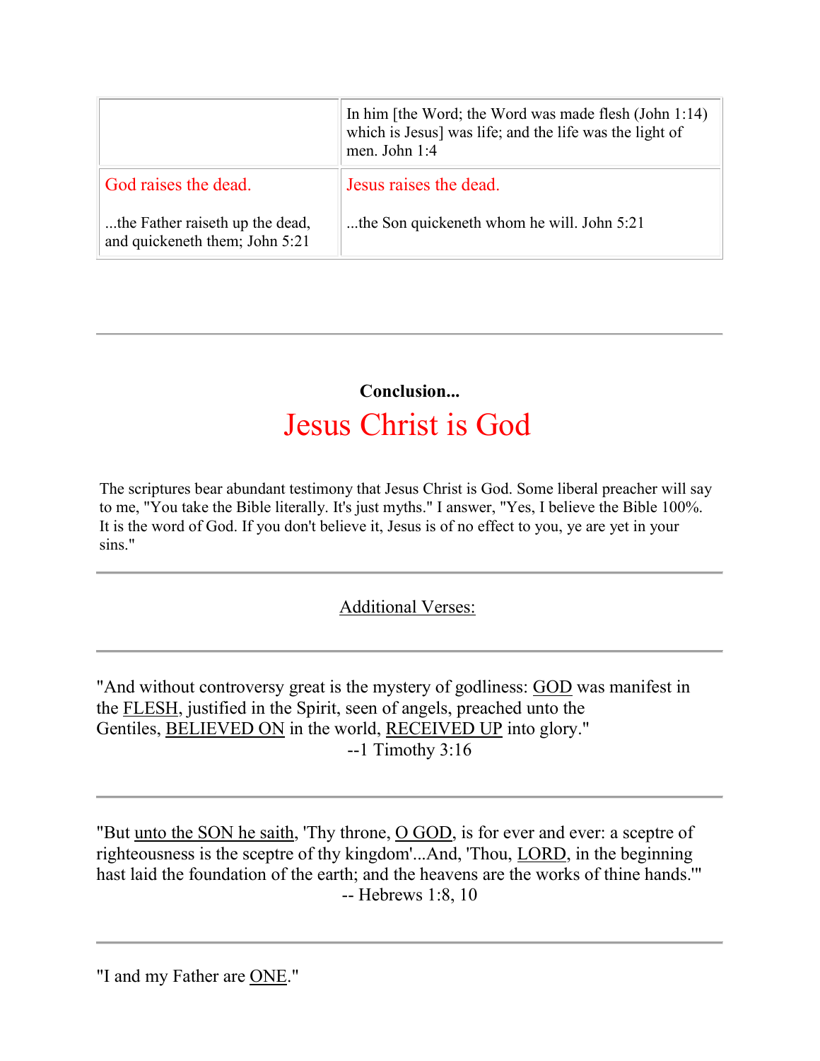|  |  |
|---|---|
|  | In him [the Word; the Word was made flesh (John 1:14) which is Jesus] was life; and the life was the light of men. John 1:4 |
| God raises the dead.<br><br>...the Father raiseth up the dead, and quickeneth them; John 5:21 | Jesus raises the dead.<br><br>...the Son quickeneth whom he will. John 5:21 |

---

**Conclusion...**

# Jesus Christ is God

The scriptures bear abundant testimony that Jesus Christ is God. Some liberal preacher will say to me, "You take the Bible literally. It's just myths." I answer, "Yes, I believe the Bible 100%. It is the word of God. If you don't believe it, Jesus is of no effect to you, ye are yet in your sins."

---

Additional Verses:

---

"And without controversy great is the mystery of godliness: GOD was manifest in the FLESH, justified in the Spirit, seen of angels, preached unto the Gentiles, BELIEVED ON in the world, RECEIVED UP into glory."
--1 Timothy 3:16

---

"But unto the SON he saith, 'Thy throne, O GOD, is for ever and ever: a sceptre of righteousness is the sceptre of thy kingdom'...And, 'Thou, LORD, in the beginning hast laid the foundation of the earth; and the heavens are the works of thine hands.'"
-- Hebrews 1:8, 10

---

"I and my Father are ONE."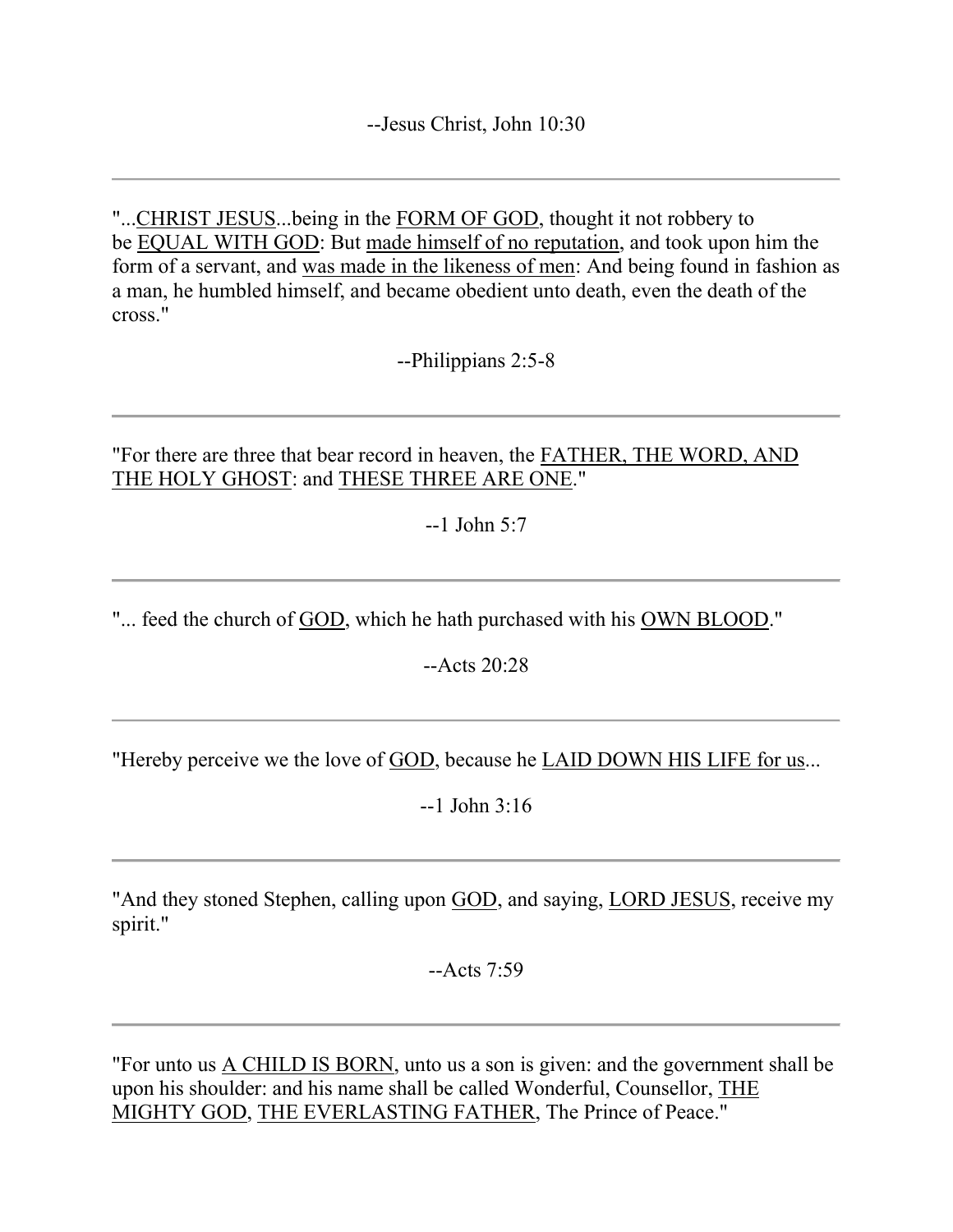--Jesus Christ, John 10:30

---

"...<u>CHRIST JESUS</u>...being in the <u>FORM OF GOD</u>, thought it not robbery to be <u>EQUAL WITH GOD</u>: But <u>made himself of no reputation</u>, and took upon him the form of a servant, and <u>was made in the likeness of men</u>: And being found in fashion as a man, he humbled himself, and became obedient unto death, even the death of the cross."

--Philippians 2:5-8

---

"For there are three that bear record in heaven, the <u>FATHER, THE WORD, AND THE HOLY GHOST</u>: and <u>THESE THREE ARE ONE</u>."

--1 John 5:7

---

"... feed the church of <u>GOD</u>, which he hath purchased with his <u>OWN BLOOD</u>."

--Acts 20:28

---

"Hereby perceive we the love of <u>GOD</u>, because he <u>LAID DOWN HIS LIFE for us</u>...

--1 John 3:16

---

"And they stoned Stephen, calling upon <u>GOD</u>, and saying, <u>LORD JESUS</u>, receive my spirit."

--Acts 7:59

---

"For unto us <u>A CHILD IS BORN</u>, unto us a son is given: and the government shall be upon his shoulder: and his name shall be called Wonderful, Counsellor, <u>THE MIGHTY GOD</u>, <u>THE EVERLASTING FATHER</u>, The Prince of Peace."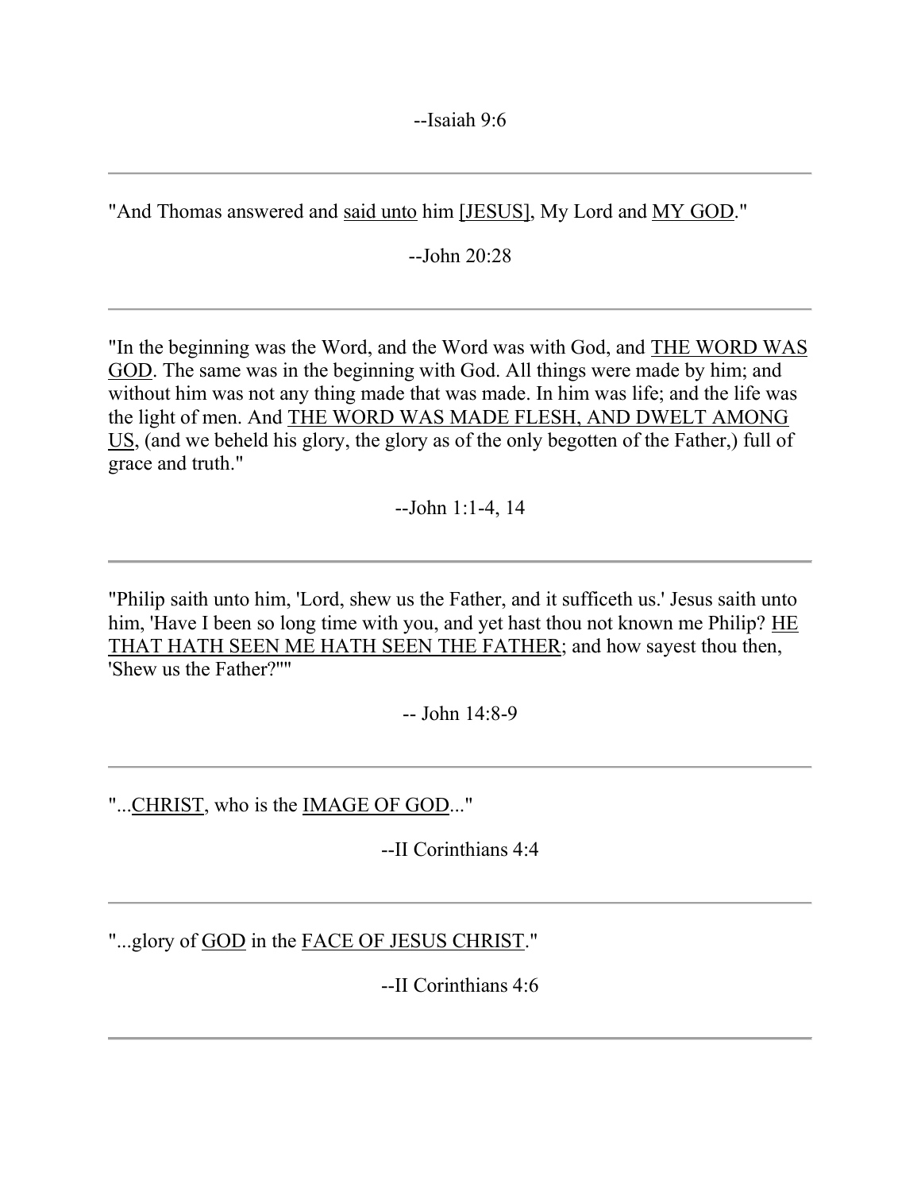--Isaiah 9:6

---

"And Thomas answered and <u>said unto</u> him <u>[JESUS]</u>, My Lord and <u>MY GOD</u>."

--John 20:28

---

"In the beginning was the Word, and the Word was with God, and <u>THE WORD WAS GOD</u>. The same was in the beginning with God. All things were made by him; and without him was not any thing made that was made. In him was life; and the life was the light of men. And <u>THE WORD WAS MADE FLESH, AND DWELT AMONG US</u>, (and we beheld his glory, the glory as of the only begotten of the Father,) full of grace and truth."

--John 1:1-4, 14

---

"Philip saith unto him, 'Lord, shew us the Father, and it sufficeth us.' Jesus saith unto him, 'Have I been so long time with you, and yet hast thou not known me Philip? <u>HE THAT HATH SEEN ME HATH SEEN THE FATHER</u>; and how sayest thou then, 'Shew us the Father?''"

-- John 14:8-9

---

"...<u>CHRIST</u>, who is the <u>IMAGE OF GOD</u>..."

--II Corinthians 4:4

---

"...glory of <u>GOD</u> in the <u>FACE OF JESUS CHRIST</u>."

--II Corinthians 4:6

---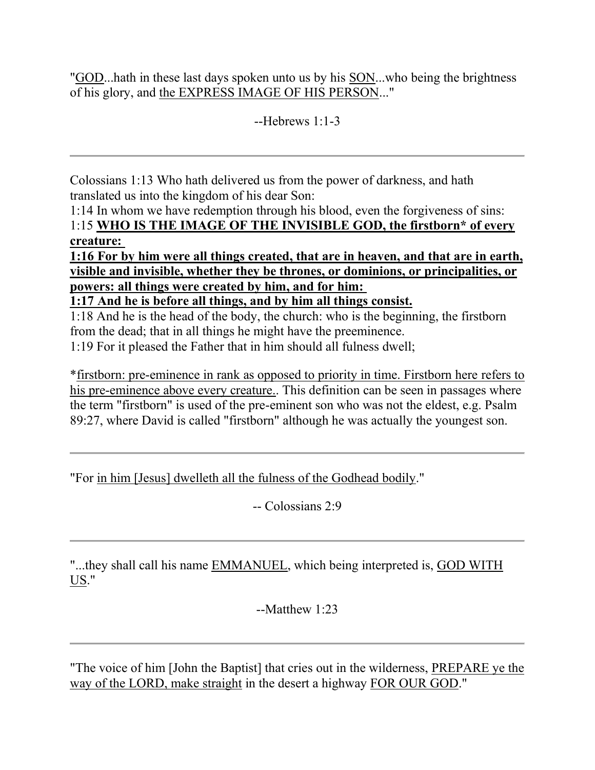"<u>GOD</u>...hath in these last days spoken unto us by his <u>SON</u>...who being the brightness of his glory, and <u>the EXPRESS IMAGE OF HIS PERSON</u>..."

--Hebrews 1:1-3

---

Colossians 1:13 Who hath delivered us from the power of darkness, and hath translated us into the kingdom of his dear Son:
1:14 In whom we have redemption through his blood, even the forgiveness of sins:
1:15 **<u>WHO IS THE IMAGE OF THE INVISIBLE GOD, the firstborn* of every creature:</u>**
**<u>1:16 For by him were all things created, that are in heaven, and that are in earth, visible and invisible, whether they be thrones, or dominions, or principalities, or powers: all things were created by him, and for him:</u>**
**<u>1:17 And he is before all things, and by him all things consist.</u>**
1:18 And he is the head of the body, the church: who is the beginning, the firstborn from the dead; that in all things he might have the preeminence.
1:19 For it pleased the Father that in him should all fulness dwell;

*<u>firstborn: pre-eminence in rank as opposed to priority in time. Firstborn here refers to his pre-eminence above every creature.</u>. This definition can be seen in passages where the term "firstborn" is used of the pre-eminent son who was not the eldest, e.g. Psalm 89:27, where David is called "firstborn" although he was actually the youngest son.

---

"For <u>in him [Jesus] dwelleth all the fulness of the Godhead bodily</u>."

-- Colossians 2:9

---

"...they shall call his name <u>EMMANUEL</u>, which being interpreted is, <u>GOD WITH US</u>."

--Matthew 1:23

---

"The voice of him [John the Baptist] that cries out in the wilderness, <u>PREPARE ye the way of the LORD, make straight</u> in the desert a highway <u>FOR OUR GOD</u>."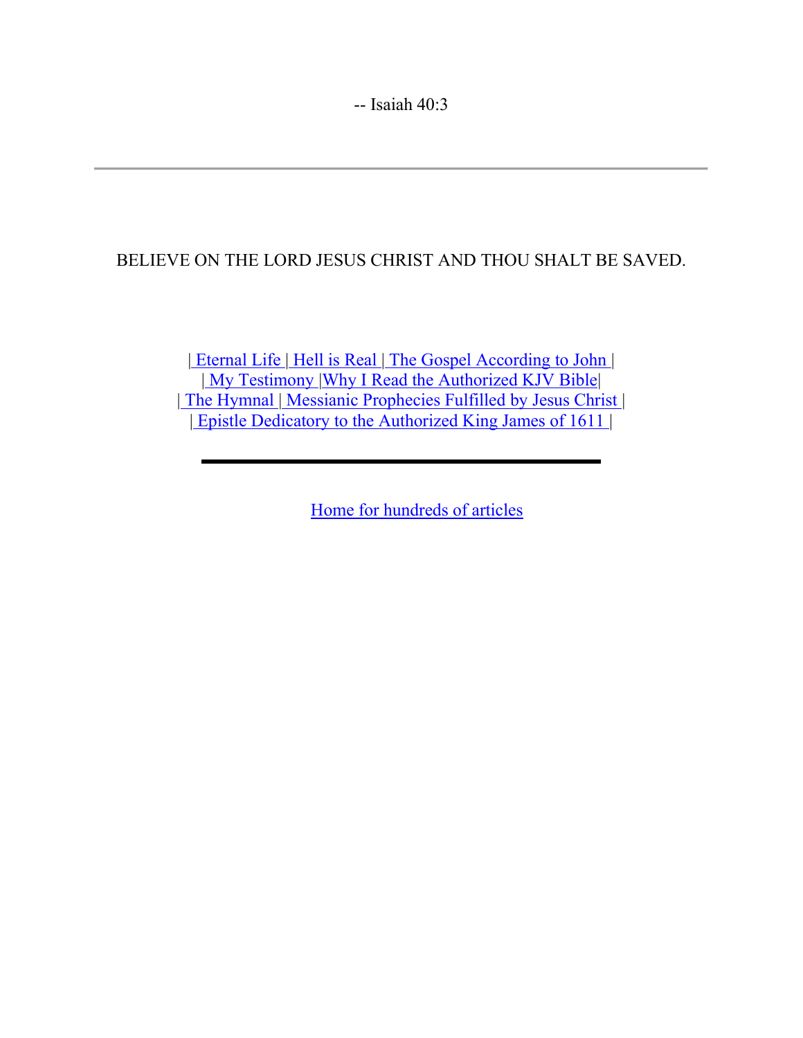-- Isaiah 40:3

---

BELIEVE ON THE LORD JESUS CHRIST AND THOU SHALT BE SAVED.

| Eternal Life | Hell is Real | The Gospel According to John |
| My Testimony |Why I Read the Authorized KJV Bible|
| The Hymnal | Messianic Prophecies Fulfilled by Jesus Christ |
| Epistle Dedicatory to the Authorized King James of 1611 |

---

Home for hundreds of articles